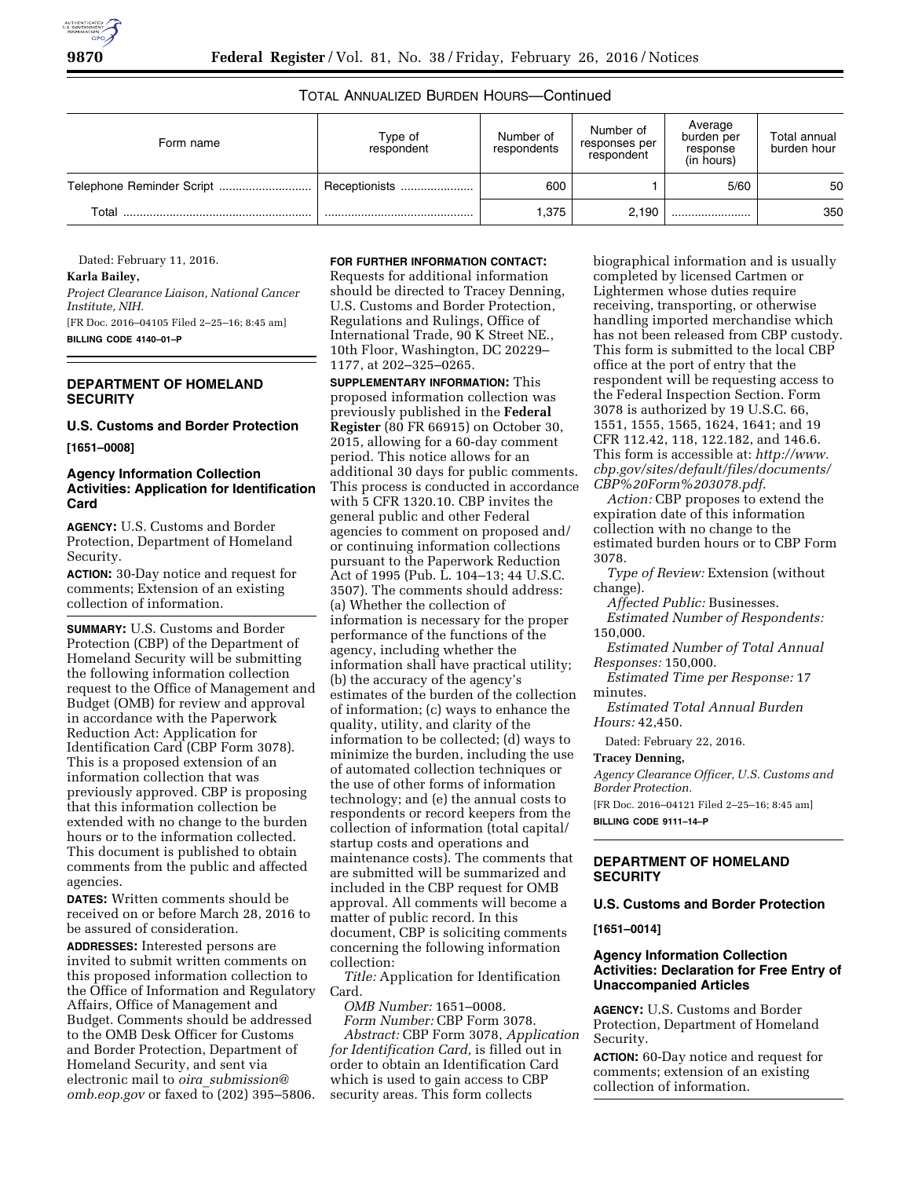TOTAL ANNUALIZED BURDEN HOURS—Continued

| Form name | Type of respondent | Number of respondents | Number of responses per respondent | Average burden per response (in hours) | Total annual burden hour |
|---|---|---|---|---|---|
| Telephone Reminder Script | Receptionists | 600 | 1 | 5/60 | 50 |
| Total | | 1,375 | 2,190 | | 350 |

Dated: February 11, 2016.

**Karla Bailey,**

*Project Clearance Liaison, National Cancer Institute, NIH.*

[FR Doc. 2016–04105 Filed 2–25–16; 8:45 am]

**BILLING CODE 4140–01–P**

## DEPARTMENT OF HOMELAND SECURITY

### U.S. Customs and Border Protection

**[1651–0008]**

### Agency Information Collection Activities: Application for Identification Card

**AGENCY:** U.S. Customs and Border Protection, Department of Homeland Security.

**ACTION:** 30-Day notice and request for comments; Extension of an existing collection of information.

**SUMMARY:** U.S. Customs and Border Protection (CBP) of the Department of Homeland Security will be submitting the following information collection request to the Office of Management and Budget (OMB) for review and approval in accordance with the Paperwork Reduction Act: Application for Identification Card (CBP Form 3078). This is a proposed extension of an information collection that was previously approved. CBP is proposing that this information collection be extended with no change to the burden hours or to the information collected. This document is published to obtain comments from the public and affected agencies.

**DATES:** Written comments should be received on or before March 28, 2016 to be assured of consideration.

**ADDRESSES:** Interested persons are invited to submit written comments on this proposed information collection to the Office of Information and Regulatory Affairs, Office of Management and Budget. Comments should be addressed to the OMB Desk Officer for Customs and Border Protection, Department of Homeland Security, and sent via electronic mail to *oira_submission@omb.eop.gov* or faxed to (202) 395–5806.

**FOR FURTHER INFORMATION CONTACT:** Requests for additional information should be directed to Tracey Denning, U.S. Customs and Border Protection, Regulations and Rulings, Office of International Trade, 90 K Street NE., 10th Floor, Washington, DC 20229–1177, at 202–325–0265.

**SUPPLEMENTARY INFORMATION:** This proposed information collection was previously published in the **Federal Register** (80 FR 66915) on October 30, 2015, allowing for a 60-day comment period. This notice allows for an additional 30 days for public comments. This process is conducted in accordance with 5 CFR 1320.10. CBP invites the general public and other Federal agencies to comment on proposed and/or continuing information collections pursuant to the Paperwork Reduction Act of 1995 (Pub. L. 104–13; 44 U.S.C. 3507). The comments should address: (a) Whether the collection of information is necessary for the proper performance of the functions of the agency, including whether the information shall have practical utility; (b) the accuracy of the agency's estimates of the burden of the collection of information; (c) ways to enhance the quality, utility, and clarity of the information to be collected; (d) ways to minimize the burden, including the use of automated collection techniques or the use of other forms of information technology; and (e) the annual costs to respondents or record keepers from the collection of information (total capital/startup costs and operations and maintenance costs). The comments that are submitted will be summarized and included in the CBP request for OMB approval. All comments will become a matter of public record. In this document, CBP is soliciting comments concerning the following information collection:

*Title:* Application for Identification Card.

*OMB Number:* 1651–0008.

*Form Number:* CBP Form 3078.

*Abstract:* CBP Form 3078, *Application for Identification Card,* is filled out in order to obtain an Identification Card which is used to gain access to CBP security areas. This form collects biographical information and is usually completed by licensed Cartmen or Lightermen whose duties require receiving, transporting, or otherwise handling imported merchandise which has not been released from CBP custody. This form is submitted to the local CBP office at the port of entry that the respondent will be requesting access to the Federal Inspection Section. Form 3078 is authorized by 19 U.S.C. 66, 1551, 1555, 1565, 1624, 1641; and 19 CFR 112.42, 118, 122.182, and 146.6. This form is accessible at: *http://www.cbp.gov/sites/default/files/documents/CBP%20Form%203078.pdf.*

*Action:* CBP proposes to extend the expiration date of this information collection with no change to the estimated burden hours or to CBP Form 3078.

*Type of Review:* Extension (without change).

*Affected Public:* Businesses.

*Estimated Number of Respondents:* 150,000.

*Estimated Number of Total Annual Responses:* 150,000.

*Estimated Time per Response:* 17 minutes.

*Estimated Total Annual Burden Hours:* 42,450.

Dated: February 22, 2016.

**Tracey Denning,**

*Agency Clearance Officer, U.S. Customs and Border Protection.*

[FR Doc. 2016–04121 Filed 2–25–16; 8:45 am]

**BILLING CODE 9111–14–P**

## DEPARTMENT OF HOMELAND SECURITY

### U.S. Customs and Border Protection

**[1651–0014]**

### Agency Information Collection Activities: Declaration for Free Entry of Unaccompanied Articles

**AGENCY:** U.S. Customs and Border Protection, Department of Homeland Security.

**ACTION:** 60-Day notice and request for comments; extension of an existing collection of information.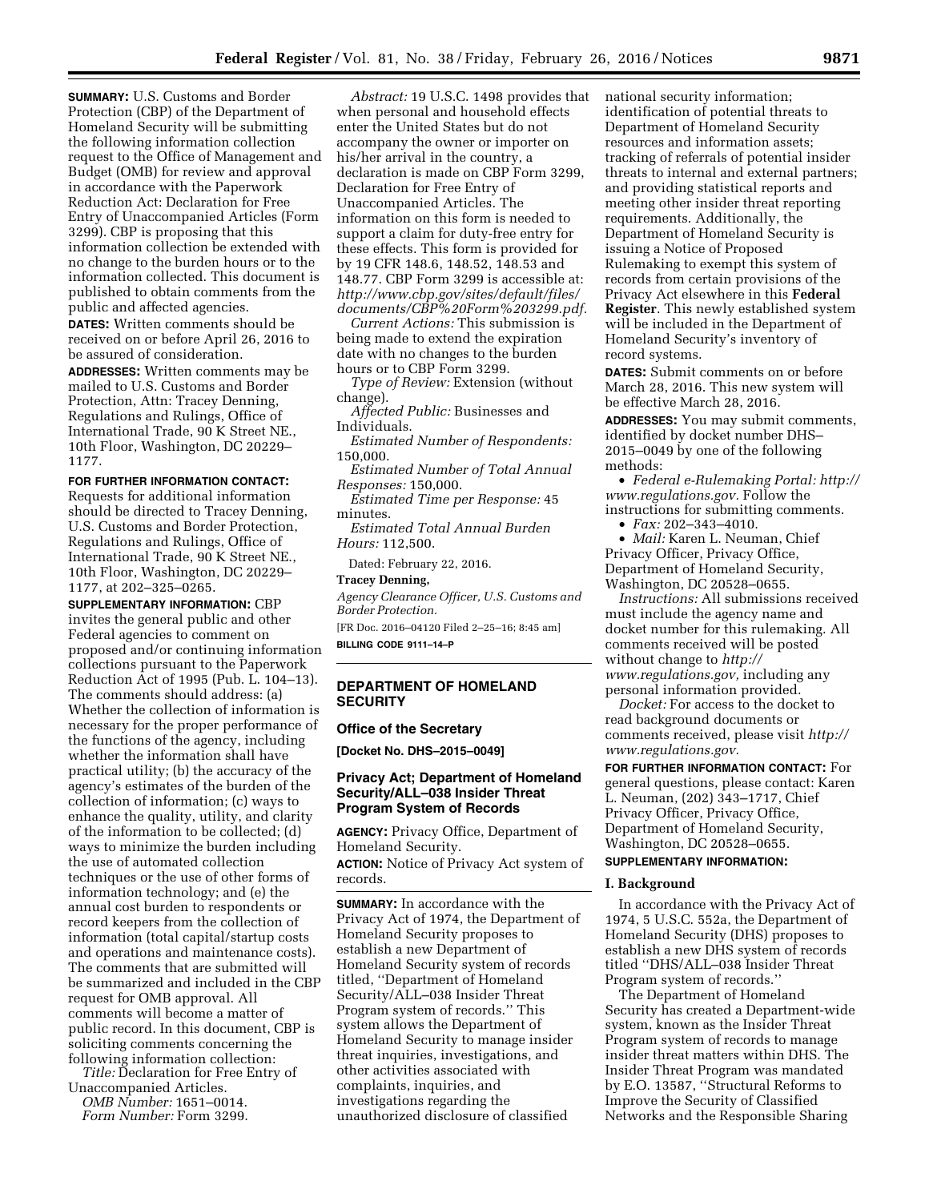**SUMMARY:** U.S. Customs and Border Protection (CBP) of the Department of Homeland Security will be submitting the following information collection request to the Office of Management and Budget (OMB) for review and approval in accordance with the Paperwork Reduction Act: Declaration for Free Entry of Unaccompanied Articles (Form 3299). CBP is proposing that this information collection be extended with no change to the burden hours or to the information collected. This document is published to obtain comments from the public and affected agencies.

**DATES:** Written comments should be received on or before April 26, 2016 to be assured of consideration.

**ADDRESSES:** Written comments may be mailed to U.S. Customs and Border Protection, Attn: Tracey Denning, Regulations and Rulings, Office of International Trade, 90 K Street NE., 10th Floor, Washington, DC 20229–1177.

**FOR FURTHER INFORMATION CONTACT:** Requests for additional information should be directed to Tracey Denning, U.S. Customs and Border Protection, Regulations and Rulings, Office of International Trade, 90 K Street NE., 10th Floor, Washington, DC 20229–1177, at 202–325–0265.

**SUPPLEMENTARY INFORMATION:** CBP invites the general public and other Federal agencies to comment on proposed and/or continuing information collections pursuant to the Paperwork Reduction Act of 1995 (Pub. L. 104–13). The comments should address: (a) Whether the collection of information is necessary for the proper performance of the functions of the agency, including whether the information shall have practical utility; (b) the accuracy of the agency's estimates of the burden of the collection of information; (c) ways to enhance the quality, utility, and clarity of the information to be collected; (d) ways to minimize the burden including the use of automated collection techniques or the use of other forms of information technology; and (e) the annual cost burden to respondents or record keepers from the collection of information (total capital/startup costs and operations and maintenance costs). The comments that are submitted will be summarized and included in the CBP request for OMB approval. All comments will become a matter of public record. In this document, CBP is soliciting comments concerning the following information collection:

*Title:* Declaration for Free Entry of Unaccompanied Articles.

*OMB Number:* 1651–0014.

*Form Number:* Form 3299.

*Abstract:* 19 U.S.C. 1498 provides that when personal and household effects enter the United States but do not accompany the owner or importer on his/her arrival in the country, a declaration is made on CBP Form 3299, Declaration for Free Entry of Unaccompanied Articles. The information on this form is needed to support a claim for duty-free entry for these effects. This form is provided for by 19 CFR 148.6, 148.52, 148.53 and 148.77. CBP Form 3299 is accessible at: *http://www.cbp.gov/sites/default/files/documents/CBP%20Form%203299.pdf.*

*Current Actions:* This submission is being made to extend the expiration date with no changes to the burden hours or to CBP Form 3299.

*Type of Review:* Extension (without change).

*Affected Public:* Businesses and Individuals.

*Estimated Number of Respondents:* 150,000.

*Estimated Number of Total Annual Responses:* 150,000.

*Estimated Time per Response:* 45 minutes.

*Estimated Total Annual Burden Hours:* 112,500.

Dated: February 22, 2016.

**Tracey Denning,**

*Agency Clearance Officer, U.S. Customs and Border Protection.*

[FR Doc. 2016–04120 Filed 2–25–16; 8:45 am]

**BILLING CODE 9111–14–P**

## DEPARTMENT OF HOMELAND SECURITY

### Office of the Secretary

**[Docket No. DHS–2015–0049]**

### Privacy Act; Department of Homeland Security/ALL–038 Insider Threat Program System of Records

**AGENCY:** Privacy Office, Department of Homeland Security.

**ACTION:** Notice of Privacy Act system of records.

**SUMMARY:** In accordance with the Privacy Act of 1974, the Department of Homeland Security proposes to establish a new Department of Homeland Security system of records titled, ''Department of Homeland Security/ALL–038 Insider Threat Program system of records.'' This system allows the Department of Homeland Security to manage insider threat inquiries, investigations, and other activities associated with complaints, inquiries, and investigations regarding the unauthorized disclosure of classified national security information; identification of potential threats to Department of Homeland Security resources and information assets; tracking of referrals of potential insider threats to internal and external partners; and providing statistical reports and meeting other insider threat reporting requirements. Additionally, the Department of Homeland Security is issuing a Notice of Proposed Rulemaking to exempt this system of records from certain provisions of the Privacy Act elsewhere in this **Federal Register**. This newly established system will be included in the Department of Homeland Security's inventory of record systems.

**DATES:** Submit comments on or before March 28, 2016. This new system will be effective March 28, 2016.

**ADDRESSES:** You may submit comments, identified by docket number DHS–2015–0049 by one of the following methods:

- *Federal e-Rulemaking Portal: http://www.regulations.gov.* Follow the instructions for submitting comments.
- *Fax:* 202–343–4010.
- *Mail:* Karen L. Neuman, Chief Privacy Officer, Privacy Office, Department of Homeland Security, Washington, DC 20528–0655.

*Instructions:* All submissions received must include the agency name and docket number for this rulemaking. All comments received will be posted without change to *http://www.regulations.gov,* including any personal information provided.

*Docket:* For access to the docket to read background documents or comments received, please visit *http://www.regulations.gov.*

**FOR FURTHER INFORMATION CONTACT:** For general questions, please contact: Karen L. Neuman, (202) 343–1717, Chief Privacy Officer, Privacy Office, Department of Homeland Security, Washington, DC 20528–0655.

**SUPPLEMENTARY INFORMATION:**

#### I. Background

In accordance with the Privacy Act of 1974, 5 U.S.C. 552a, the Department of Homeland Security (DHS) proposes to establish a new DHS system of records titled ''DHS/ALL–038 Insider Threat Program system of records.''

The Department of Homeland Security has created a Department-wide system, known as the Insider Threat Program system of records to manage insider threat matters within DHS. The Insider Threat Program was mandated by E.O. 13587, ''Structural Reforms to Improve the Security of Classified Networks and the Responsible Sharing